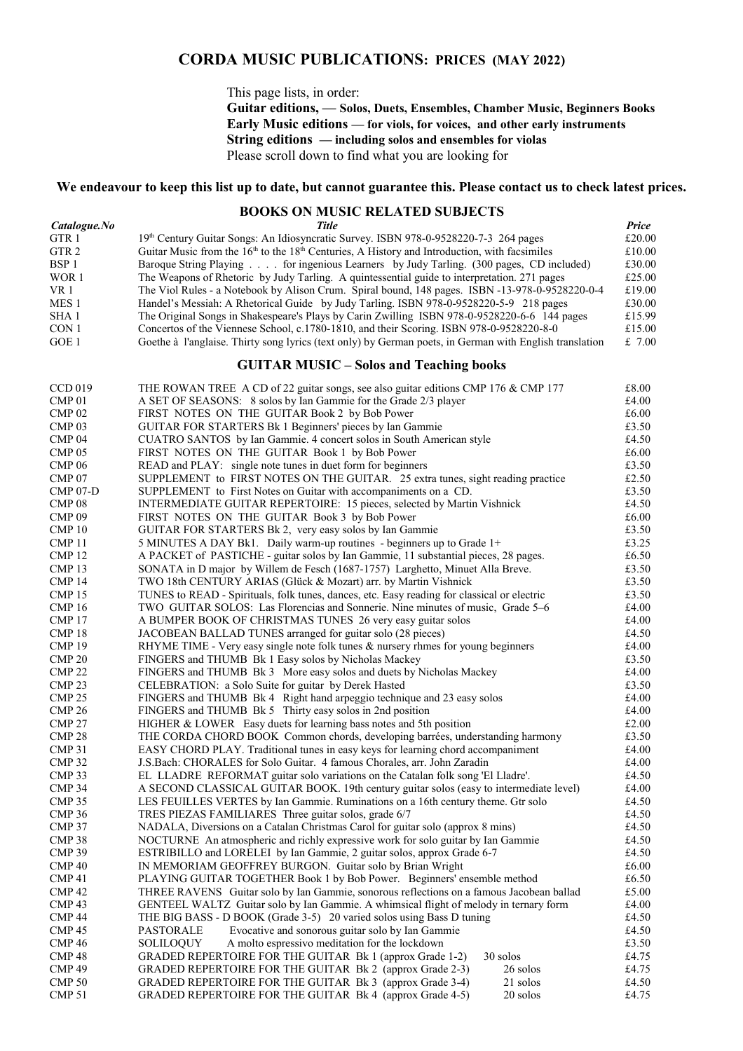# CORDA MUSIC PUBLICATIONS: PRICES (MAY 2022)

This page lists, in order:
**Guitar editions, — Solos, Duets, Ensembles, Chamber Music, Beginners Books**
**Early Music editions — for viols, for voices, and other early instruments**
**String editions — including solos and ensembles for violas**
Please scroll down to find what you are looking for

**We endeavour to keep this list up to date, but cannot guarantee this. Please contact us to check latest prices.**

## BOOKS ON MUSIC RELATED SUBJECTS

| *Catalogue.No* | *Title* | *Price* |
|---|---|---|
| GTR 1 | 19th Century Guitar Songs: An Idiosyncratic Survey. ISBN 978-0-9528220-7-3 264 pages | £20.00 |
| GTR 2 | Guitar Music from the 16th to the 18th Centuries, A History and Introduction, with facsimiles | £10.00 |
| BSP 1 | Baroque String Playing . . . . for ingenious Learners by Judy Tarling. (300 pages, CD included) | £30.00 |
| WOR 1 | The Weapons of Rhetoric by Judy Tarling. A quintessential guide to interpretation. 271 pages | £25.00 |
| VR 1 | The Viol Rules - a Notebook by Alison Crum. Spiral bound, 148 pages. ISBN -13-978-0-9528220-0-4 | £19.00 |
| MES 1 | Handel's Messiah: A Rhetorical Guide by Judy Tarling. ISBN 978-0-9528220-5-9 218 pages | £30.00 |
| SHA 1 | The Original Songs in Shakespeare's Plays by Carin Zwilling ISBN 978-0-9528220-6-6 144 pages | £15.99 |
| CON 1 | Concertos of the Viennese School, c.1780-1810, and their Scoring. ISBN 978-0-9528220-8-0 | £15.00 |
| GOE 1 | Goethe à l'anglaise. Thirty song lyrics (text only) by German poets, in German with English translation | £ 7.00 |

## GUITAR MUSIC – Solos and Teaching books

| | | |
|---|---|---|
| CCD 019 | THE ROWAN TREE A CD of 22 guitar songs, see also guitar editions CMP 176 & CMP 177 | £8.00 |
| CMP 01 | A SET OF SEASONS: 8 solos by Ian Gammie for the Grade 2/3 player | £4.00 |
| CMP 02 | FIRST NOTES ON THE GUITAR Book 2 by Bob Power | £6.00 |
| CMP 03 | GUITAR FOR STARTERS Bk 1 Beginners' pieces by Ian Gammie | £3.50 |
| CMP 04 | CUATRO SANTOS by Ian Gammie. 4 concert solos in South American style | £4.50 |
| CMP 05 | FIRST NOTES ON THE GUITAR Book 1 by Bob Power | £6.00 |
| CMP 06 | READ and PLAY: single note tunes in duet form for beginners | £3.50 |
| CMP 07 | SUPPLEMENT to FIRST NOTES ON THE GUITAR. 25 extra tunes, sight reading practice | £2.50 |
| CMP 07-D | SUPPLEMENT to First Notes on Guitar with accompaniments on a CD. | £3.50 |
| CMP 08 | INTERMEDIATE GUITAR REPERTOIRE: 15 pieces, selected by Martin Vishnick | £4.50 |
| CMP 09 | FIRST NOTES ON THE GUITAR Book 3 by Bob Power | £6.00 |
| CMP 10 | GUITAR FOR STARTERS Bk 2, very easy solos by Ian Gammie | £3.50 |
| CMP 11 | 5 MINUTES A DAY Bk1. Daily warm-up routines - beginners up to Grade 1+ | £3.25 |
| CMP 12 | A PACKET of PASTICHE - guitar solos by Ian Gammie, 11 substantial pieces, 28 pages. | £6.50 |
| CMP 13 | SONATA in D major by Willem de Fesch (1687-1757) Larghetto, Minuet Alla Breve. | £3.50 |
| CMP 14 | TWO 18th CENTURY ARIAS (Glück & Mozart) arr. by Martin Vishnick | £3.50 |
| CMP 15 | TUNES to READ - Spirituals, folk tunes, dances, etc. Easy reading for classical or electric | £3.50 |
| CMP 16 | TWO GUITAR SOLOS: Las Florencias and Sonnerie. Nine minutes of music, Grade 5–6 | £4.00 |
| CMP 17 | A BUMPER BOOK OF CHRISTMAS TUNES 26 very easy guitar solos | £4.00 |
| CMP 18 | JACOBEAN BALLAD TUNES arranged for guitar solo (28 pieces) | £4.50 |
| CMP 19 | RHYME TIME - Very easy single note folk tunes & nursery rhmes for young beginners | £4.00 |
| CMP 20 | FINGERS and THUMB Bk 1 Easy solos by Nicholas Mackey | £3.50 |
| CMP 22 | FINGERS and THUMB Bk 3 More easy solos and duets by Nicholas Mackey | £4.00 |
| CMP 23 | CELEBRATION: a Solo Suite for guitar by Derek Hasted | £3.50 |
| CMP 25 | FINGERS and THUMB Bk 4 Right hand arpeggio technique and 23 easy solos | £4.00 |
| CMP 26 | FINGERS and THUMB Bk 5 Thirty easy solos in 2nd position | £4.00 |
| CMP 27 | HIGHER & LOWER Easy duets for learning bass notes and 5th position | £2.00 |
| CMP 28 | THE CORDA CHORD BOOK Common chords, developing barrées, understanding harmony | £3.50 |
| CMP 31 | EASY CHORD PLAY. Traditional tunes in easy keys for learning chord accompaniment | £4.00 |
| CMP 32 | J.S.Bach: CHORALES for Solo Guitar. 4 famous Chorales, arr. John Zaradin | £4.00 |
| CMP 33 | EL LLADRE REFORMAT guitar solo variations on the Catalan folk song 'El Lladre'. | £4.50 |
| CMP 34 | A SECOND CLASSICAL GUITAR BOOK. 19th century guitar solos (easy to intermediate level) | £4.00 |
| CMP 35 | LES FEUILLES VERTES by Ian Gammie. Ruminations on a 16th century theme. Gtr solo | £4.50 |
| CMP 36 | TRES PIEZAS FAMILIARES Three guitar solos, grade 6/7 | £4.50 |
| CMP 37 | NADALA, Diversions on a Catalan Christmas Carol for guitar solo (approx 8 mins) | £4.50 |
| CMP 38 | NOCTURNE An atmospheric and richly expressive work for solo guitar by Ian Gammie | £4.50 |
| CMP 39 | ESTRIBILLO and LORELEI by Ian Gammie, 2 guitar solos, approx Grade 6-7 | £4.50 |
| CMP 40 | IN MEMORIAM GEOFFREY BURGON. Guitar solo by Brian Wright | £6.00 |
| CMP 41 | PLAYING GUITAR TOGETHER Book 1 by Bob Power. Beginners' ensemble method | £6.50 |
| CMP 42 | THREE RAVENS Guitar solo by Ian Gammie, sonorous reflections on a famous Jacobean ballad | £5.00 |
| CMP 43 | GENTEEL WALTZ Guitar solo by Ian Gammie. A whimsical flight of melody in ternary form | £4.00 |
| CMP 44 | THE BIG BASS - D BOOK (Grade 3-5) 20 varied solos using Bass D tuning | £4.50 |
| CMP 45 | PASTORALE Evocative and sonorous guitar solo by Ian Gammie | £4.50 |
| CMP 46 | SOLILOQUY A molto espressivo meditation for the lockdown | £3.50 |
| CMP 48 | GRADED REPERTOIRE FOR THE GUITAR Bk 1 (approx Grade 1-2) 30 solos | £4.75 |
| CMP 49 | GRADED REPERTOIRE FOR THE GUITAR Bk 2 (approx Grade 2-3) 26 solos | £4.75 |
| CMP 50 | GRADED REPERTOIRE FOR THE GUITAR Bk 3 (approx Grade 3-4) 21 solos | £4.50 |
| CMP 51 | GRADED REPERTOIRE FOR THE GUITAR Bk 4 (approx Grade 4-5) 20 solos | £4.75 |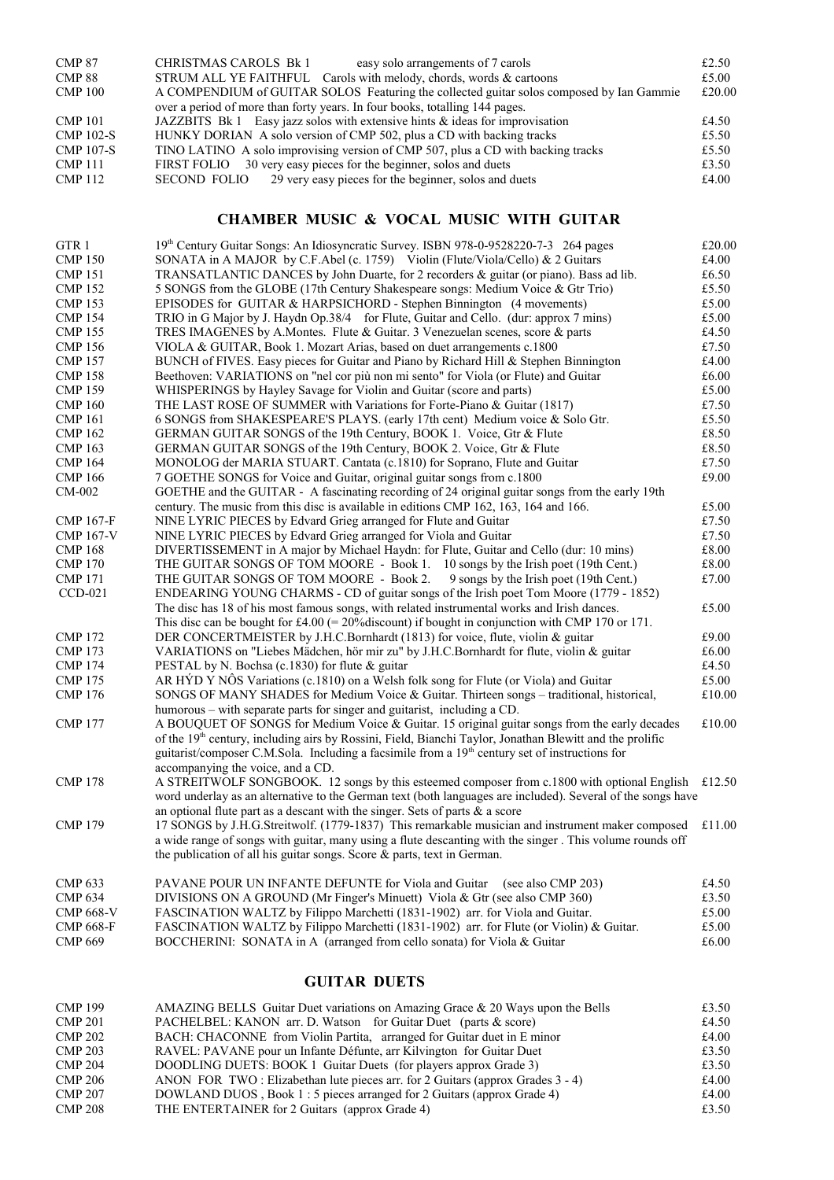| | | |
|---|---|---|
| CMP 87 | CHRISTMAS CAROLS Bk 1 easy solo arrangements of 7 carols | £2.50 |
| CMP 88 | STRUM ALL YE FAITHFUL Carols with melody, chords, words & cartoons | £5.00 |
| CMP 100 | A COMPENDIUM of GUITAR SOLOS Featuring the collected guitar solos composed by Ian Gammie over a period of more than forty years. In four books, totalling 144 pages. | £20.00 |
| CMP 101 | JAZZBITS Bk 1 Easy jazz solos with extensive hints & ideas for improvisation | £4.50 |
| CMP 102-S | HUNKY DORIAN A solo version of CMP 502, plus a CD with backing tracks | £5.50 |
| CMP 107-S | TINO LATINO A solo improvising version of CMP 507, plus a CD with backing tracks | £5.50 |
| CMP 111 | FIRST FOLIO 30 very easy pieces for the beginner, solos and duets | £3.50 |
| CMP 112 | SECOND FOLIO 29 very easy pieces for the beginner, solos and duets | £4.00 |

## CHAMBER MUSIC & VOCAL MUSIC WITH GUITAR

| | | |
|---|---|---|
| GTR 1 | 19th Century Guitar Songs: An Idiosyncratic Survey. ISBN 978-0-9528220-7-3 264 pages | £20.00 |
| CMP 150 | SONATA in A MAJOR by C.F.Abel (c. 1759) Violin (Flute/Viola/Cello) & 2 Guitars | £4.00 |
| CMP 151 | TRANSATLANTIC DANCES by John Duarte, for 2 recorders & guitar (or piano). Bass ad lib. | £6.50 |
| CMP 152 | 5 SONGS from the GLOBE (17th Century Shakespeare songs: Medium Voice & Gtr Trio) | £5.50 |
| CMP 153 | EPISODES for GUITAR & HARPSICHORD - Stephen Binnington (4 movements) | £5.00 |
| CMP 154 | TRIO in G Major by J. Haydn Op.38/4 for Flute, Guitar and Cello. (dur: approx 7 mins) | £5.00 |
| CMP 155 | TRES IMAGENES by A.Montes. Flute & Guitar. 3 Venezuelan scenes, score & parts | £4.50 |
| CMP 156 | VIOLA & GUITAR, Book 1. Mozart Arias, based on duet arrangements c.1800 | £7.50 |
| CMP 157 | BUNCH of FIVES. Easy pieces for Guitar and Piano by Richard Hill & Stephen Binnington | £4.00 |
| CMP 158 | Beethoven: VARIATIONS on "nel cor più non mi sento" for Viola (or Flute) and Guitar | £6.00 |
| CMP 159 | WHISPERINGS by Hayley Savage for Violin and Guitar (score and parts) | £5.00 |
| CMP 160 | THE LAST ROSE OF SUMMER with Variations for Forte-Piano & Guitar (1817) | £7.50 |
| CMP 161 | 6 SONGS from SHAKESPEARE'S PLAYS. (early 17th cent) Medium voice & Solo Gtr. | £5.50 |
| CMP 162 | GERMAN GUITAR SONGS of the 19th Century, BOOK 1. Voice, Gtr & Flute | £8.50 |
| CMP 163 | GERMAN GUITAR SONGS of the 19th Century, BOOK 2. Voice, Gtr & Flute | £8.50 |
| CMP 164 | MONOLOG der MARIA STUART. Cantata (c.1810) for Soprano, Flute and Guitar | £7.50 |
| CMP 166 | 7 GOETHE SONGS for Voice and Guitar, original guitar songs from c.1800 | £9.00 |
| CM-002 | GOETHE and the GUITAR - A fascinating recording of 24 original guitar songs from the early 19th century. The music from this disc is available in editions CMP 162, 163, 164 and 166. | £5.00 |
| CMP 167-F | NINE LYRIC PIECES by Edvard Grieg arranged for Flute and Guitar | £7.50 |
| CMP 167-V | NINE LYRIC PIECES by Edvard Grieg arranged for Viola and Guitar | £7.50 |
| CMP 168 | DIVERTISSEMENT in A major by Michael Haydn: for Flute, Guitar and Cello (dur: 10 mins) | £8.00 |
| CMP 170 | THE GUITAR SONGS OF TOM MOORE - Book 1. 10 songs by the Irish poet (19th Cent.) | £8.00 |
| CMP 171 | THE GUITAR SONGS OF TOM MOORE - Book 2. 9 songs by the Irish poet (19th Cent.) | £7.00 |
| CCD-021 | ENDEARING YOUNG CHARMS - CD of guitar songs of the Irish poet Tom Moore (1779 - 1852) The disc has 18 of his most famous songs, with related instrumental works and Irish dances. This disc can be bought for £4.00 (= 20%discount) if bought in conjunction with CMP 170 or 171. | £5.00 |
| CMP 172 | DER CONCERTMEISTER by J.H.C.Bornhardt (1813) for voice, flute, violin & guitar | £9.00 |
| CMP 173 | VARIATIONS on "Liebes Mädchen, hör mir zu" by J.H.C.Bornhardt for flute, violin & guitar | £6.00 |
| CMP 174 | PESTAL by N. Bochsa (c.1830) for flute & guitar | £4.50 |
| CMP 175 | AR HÝD Y NÔS Variations (c.1810) on a Welsh folk song for Flute (or Viola) and Guitar | £5.00 |
| CMP 176 | SONGS OF MANY SHADES for Medium Voice & Guitar. Thirteen songs – traditional, historical, humorous – with separate parts for singer and guitarist, including a CD. | £10.00 |
| CMP 177 | A BOUQUET OF SONGS for Medium Voice & Guitar. 15 original guitar songs from the early decades of the 19th century, including airs by Rossini, Field, Bianchi Taylor, Jonathan Blewitt and the prolific guitarist/composer C.M.Sola. Including a facsimile from a 19th century set of instructions for accompanying the voice, and a CD. | £10.00 |
| CMP 178 | A STREITWOLF SONGBOOK. 12 songs by this esteemed composer from c.1800 with optional English word underlay as an alternative to the German text (both languages are included). Several of the songs have an optional flute part as a descant with the singer. Sets of parts & a score | £12.50 |
| CMP 179 | 17 SONGS by J.H.G.Streitwolf. (1779-1837) This remarkable musician and instrument maker composed a wide range of songs with guitar, many using a flute descanting with the singer . This volume rounds off the publication of all his guitar songs. Score & parts, text in German. | £11.00 |
| CMP 633 | PAVANE POUR UN INFANTE DEFUNTE for Viola and Guitar (see also CMP 203) | £4.50 |
| CMP 634 | DIVISIONS ON A GROUND (Mr Finger's Minuett) Viola & Gtr (see also CMP 360) | £3.50 |
| CMP 668-V | FASCINATION WALTZ by Filippo Marchetti (1831-1902) arr. for Viola and Guitar. | £5.00 |
| CMP 668-F | FASCINATION WALTZ by Filippo Marchetti (1831-1902) arr. for Flute (or Violin) & Guitar. | £5.00 |
| CMP 669 | BOCCHERINI: SONATA in A (arranged from cello sonata) for Viola & Guitar | £6.00 |

## GUITAR DUETS

| | | |
|---|---|---|
| CMP 199 | AMAZING BELLS Guitar Duet variations on Amazing Grace & 20 Ways upon the Bells | £3.50 |
| CMP 201 | PACHELBEL: KANON arr. D. Watson for Guitar Duet (parts & score) | £4.50 |
| CMP 202 | BACH: CHACONNE from Violin Partita, arranged for Guitar duet in E minor | £4.00 |
| CMP 203 | RAVEL: PAVANE pour un Infante Défunte, arr Kilvington for Guitar Duet | £3.50 |
| CMP 204 | DOODLING DUETS: BOOK 1 Guitar Duets (for players approx Grade 3) | £3.50 |
| CMP 206 | ANON FOR TWO : Elizabethan lute pieces arr. for 2 Guitars (approx Grades 3 - 4) | £4.00 |
| CMP 207 | DOWLAND DUOS , Book 1 : 5 pieces arranged for 2 Guitars (approx Grade 4) | £4.00 |
| CMP 208 | THE ENTERTAINER for 2 Guitars (approx Grade 4) | £3.50 |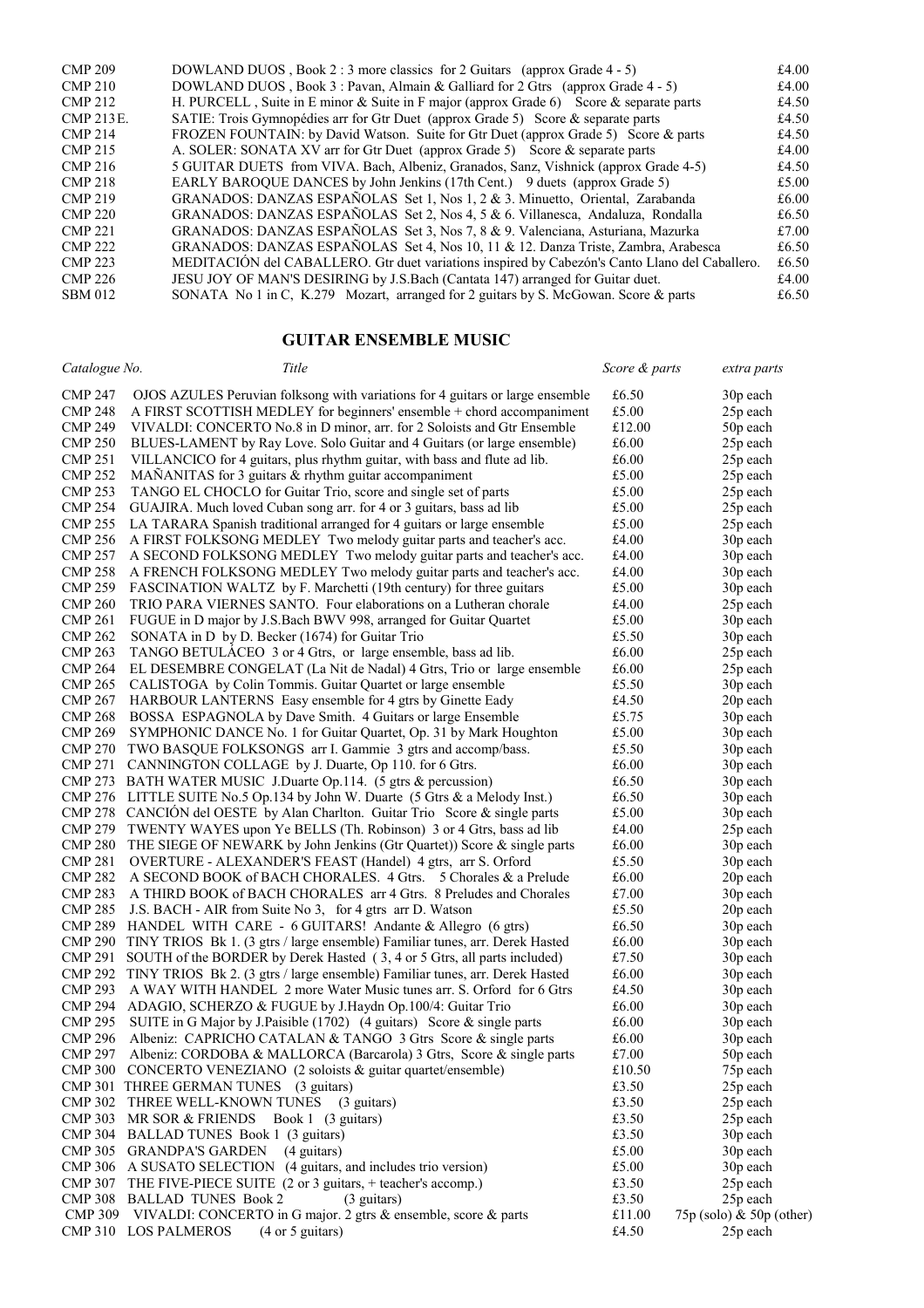| | | |
|---|---|---|
| CMP 209 | DOWLAND DUOS , Book 2 : 3 more classics for 2 Guitars (approx Grade 4 - 5) | £4.00 |
| CMP 210 | DOWLAND DUOS , Book 3 : Pavan, Almain & Galliard for 2 Gtrs (approx Grade 4 - 5) | £4.00 |
| CMP 212 | H. PURCELL , Suite in E minor & Suite in F major (approx Grade 6) Score & separate parts | £4.50 |
| CMP 213E. | SATIE: Trois Gymnopédies arr for Gtr Duet (approx Grade 5) Score & separate parts | £4.50 |
| CMP 214 | FROZEN FOUNTAIN: by David Watson. Suite for Gtr Duet (approx Grade 5) Score & parts | £4.50 |
| CMP 215 | A. SOLER: SONATA XV arr for Gtr Duet (approx Grade 5) Score & separate parts | £4.00 |
| CMP 216 | 5 GUITAR DUETS from VIVA. Bach, Albeniz, Granados, Sanz, Vishnick (approx Grade 4-5) | £4.50 |
| CMP 218 | EARLY BAROQUE DANCES by John Jenkins (17th Cent.) 9 duets (approx Grade 5) | £5.00 |
| CMP 219 | GRANADOS: DANZAS ESPAÑOLAS Set 1, Nos 1, 2 & 3. Minuetto, Oriental, Zarabanda | £6.00 |
| CMP 220 | GRANADOS: DANZAS ESPAÑOLAS Set 2, Nos 4, 5 & 6. Villanesca, Andaluza, Rondalla | £6.50 |
| CMP 221 | GRANADOS: DANZAS ESPAÑOLAS Set 3, Nos 7, 8 & 9. Valenciana, Asturiana, Mazurka | £7.00 |
| CMP 222 | GRANADOS: DANZAS ESPAÑOLAS Set 4, Nos 10, 11 & 12. Danza Triste, Zambra, Arabesca | £6.50 |
| CMP 223 | MEDITACIÓN del CABALLERO. Gtr duet variations inspired by Cabezón's Canto Llano del Caballero. | £6.50 |
| CMP 226 | JESU JOY OF MAN'S DESIRING by J.S.Bach (Cantata 147) arranged for Guitar duet. | £4.00 |
| SBM 012 | SONATA No 1 in C, K.279 Mozart, arranged for 2 guitars by S. McGowan. Score & parts | £6.50 |

## GUITAR ENSEMBLE MUSIC

| *Catalogue No.* | *Title* | *Score & parts* | *extra parts* |
|---|---|---|---|
| CMP 247 | OJOS AZULES Peruvian folksong with variations for 4 guitars or large ensemble | £6.50 | 30p each |
| CMP 248 | A FIRST SCOTTISH MEDLEY for beginners' ensemble + chord accompaniment | £5.00 | 25p each |
| CMP 249 | VIVALDI: CONCERTO No.8 in D minor, arr. for 2 Soloists and Gtr Ensemble | £12.00 | 50p each |
| CMP 250 | BLUES-LAMENT by Ray Love. Solo Guitar and 4 Guitars (or large ensemble) | £6.00 | 25p each |
| CMP 251 | VILLANCICO for 4 guitars, plus rhythm guitar, with bass and flute ad lib. | £6.00 | 25p each |
| CMP 252 | MAÑANITAS for 3 guitars & rhythm guitar accompaniment | £5.00 | 25p each |
| CMP 253 | TANGO EL CHOCLO for Guitar Trio, score and single set of parts | £5.00 | 25p each |
| CMP 254 | GUAJIRA. Much loved Cuban song arr. for 4 or 3 guitars, bass ad lib | £5.00 | 25p each |
| CMP 255 | LA TARARA Spanish traditional arranged for 4 guitars or large ensemble | £5.00 | 25p each |
| CMP 256 | A FIRST FOLKSONG MEDLEY Two melody guitar parts and teacher's acc. | £4.00 | 30p each |
| CMP 257 | A SECOND FOLKSONG MEDLEY Two melody guitar parts and teacher's acc. | £4.00 | 30p each |
| CMP 258 | A FRENCH FOLKSONG MEDLEY Two melody guitar parts and teacher's acc. | £4.00 | 30p each |
| CMP 259 | FASCINATION WALTZ by F. Marchetti (19th century) for three guitars | £5.00 | 30p each |
| CMP 260 | TRIO PARA VIERNES SANTO. Four elaborations on a Lutheran chorale | £4.00 | 25p each |
| CMP 261 | FUGUE in D major by J.S.Bach BWV 998, arranged for Guitar Quartet | £5.00 | 30p each |
| CMP 262 | SONATA in D by D. Becker (1674) for Guitar Trio | £5.50 | 30p each |
| CMP 263 | TANGO BETULÁCEO 3 or 4 Gtrs, or large ensemble, bass ad lib. | £6.00 | 25p each |
| CMP 264 | EL DESEMBRE CONGELAT (La Nit de Nadal) 4 Gtrs, Trio or large ensemble | £6.00 | 25p each |
| CMP 265 | CALISTOGA by Colin Tommis. Guitar Quartet or large ensemble | £5.50 | 30p each |
| CMP 267 | HARBOUR LANTERNS Easy ensemble for 4 gtrs by Ginette Eady | £4.50 | 20p each |
| CMP 268 | BOSSA ESPAGNOLA by Dave Smith. 4 Guitars or large Ensemble | £5.75 | 30p each |
| CMP 269 | SYMPHONIC DANCE No. 1 for Guitar Quartet, Op. 31 by Mark Houghton | £5.00 | 30p each |
| CMP 270 | TWO BASQUE FOLKSONGS arr I. Gammie 3 gtrs and accomp/bass. | £5.50 | 30p each |
| CMP 271 | CANNINGTON COLLAGE by J. Duarte, Op 110. for 6 Gtrs. | £6.00 | 30p each |
| CMP 273 | BATH WATER MUSIC J.Duarte Op.114. (5 gtrs & percussion) | £6.50 | 30p each |
| CMP 276 | LITTLE SUITE No.5 Op.134 by John W. Duarte (5 Gtrs & a Melody Inst.) | £6.50 | 30p each |
| CMP 278 | CANCIÓN del OESTE by Alan Charlton. Guitar Trio Score & single parts | £5.00 | 30p each |
| CMP 279 | TWENTY WAYES upon Ye BELLS (Th. Robinson) 3 or 4 Gtrs, bass ad lib | £4.00 | 25p each |
| CMP 280 | THE SIEGE OF NEWARK by John Jenkins (Gtr Quartet)) Score & single parts | £6.00 | 30p each |
| CMP 281 | OVERTURE - ALEXANDER'S FEAST (Handel) 4 gtrs, arr S. Orford | £5.50 | 30p each |
| CMP 282 | A SECOND BOOK of BACH CHORALES. 4 Gtrs. 5 Chorales & a Prelude | £6.00 | 20p each |
| CMP 283 | A THIRD BOOK of BACH CHORALES arr 4 Gtrs. 8 Preludes and Chorales | £7.00 | 30p each |
| CMP 285 | J.S. BACH - AIR from Suite No 3, for 4 gtrs arr D. Watson | £5.50 | 20p each |
| CMP 289 | HANDEL WITH CARE - 6 GUITARS! Andante & Allegro (6 gtrs) | £6.50 | 30p each |
| CMP 290 | TINY TRIOS Bk 1. (3 gtrs / large ensemble) Familiar tunes, arr. Derek Hasted | £6.00 | 30p each |
| CMP 291 | SOUTH of the BORDER by Derek Hasted ( 3, 4 or 5 Gtrs, all parts included) | £7.50 | 30p each |
| CMP 292 | TINY TRIOS Bk 2. (3 gtrs / large ensemble) Familiar tunes, arr. Derek Hasted | £6.00 | 30p each |
| CMP 293 | A WAY WITH HANDEL 2 more Water Music tunes arr. S. Orford for 6 Gtrs | £4.50 | 30p each |
| CMP 294 | ADAGIO, SCHERZO & FUGUE by J.Haydn Op.100/4: Guitar Trio | £6.00 | 30p each |
| CMP 295 | SUITE in G Major by J.Paisible (1702) (4 guitars) Score & single parts | £6.00 | 30p each |
| CMP 296 | Albeniz: CAPRICHO CATALAN & TANGO 3 Gtrs Score & single parts | £6.00 | 30p each |
| CMP 297 | Albeniz: CORDOBA & MALLORCA (Barcarola) 3 Gtrs, Score & single parts | £7.00 | 50p each |
| CMP 300 | CONCERTO VENEZIANO (2 soloists & guitar quartet/ensemble) | £10.50 | 75p each |
| CMP 301 | THREE GERMAN TUNES (3 guitars) | £3.50 | 25p each |
| CMP 302 | THREE WELL-KNOWN TUNES (3 guitars) | £3.50 | 25p each |
| CMP 303 | MR SOR & FRIENDS Book 1 (3 guitars) | £3.50 | 25p each |
| CMP 304 | BALLAD TUNES Book 1 (3 guitars) | £3.50 | 30p each |
| CMP 305 | GRANDPA'S GARDEN (4 guitars) | £5.00 | 30p each |
| CMP 306 | A SUSATO SELECTION (4 guitars, and includes trio version) | £5.00 | 30p each |
| CMP 307 | THE FIVE-PIECE SUITE (2 or 3 guitars, + teacher's accomp.) | £3.50 | 25p each |
| CMP 308 | BALLAD TUNES Book 2 (3 guitars) | £3.50 | 25p each |
| CMP 309 | VIVALDI: CONCERTO in G major. 2 gtrs & ensemble, score & parts | £11.00 | 75p (solo) & 50p (other) |
| CMP 310 | LOS PALMEROS (4 or 5 guitars) | £4.50 | 25p each |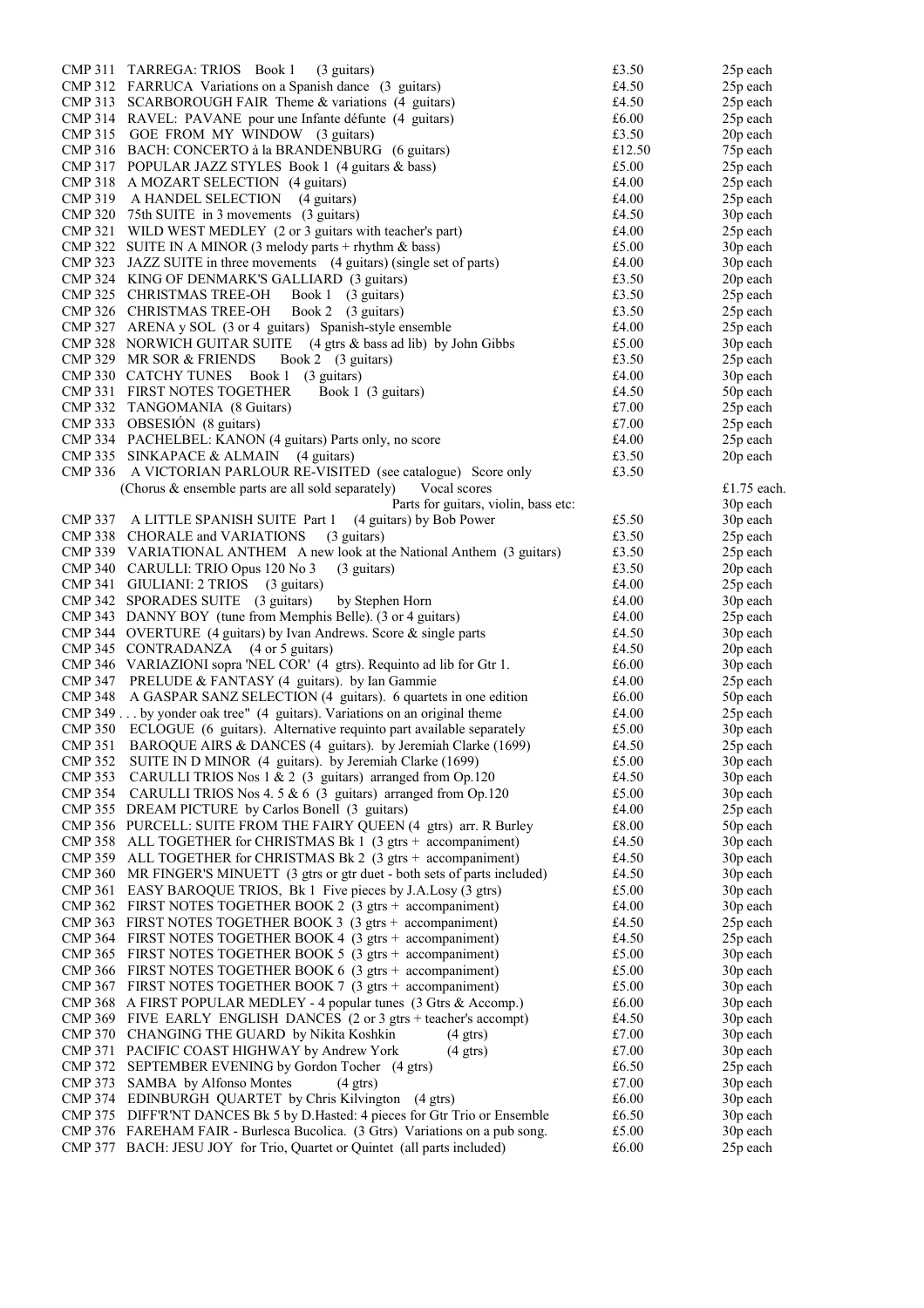| | | | |
|---|---|---|---|
| CMP 311 | TARREGA: TRIOS Book 1 (3 guitars) | £3.50 | 25p each |
| CMP 312 | FARRUCA Variations on a Spanish dance (3 guitars) | £4.50 | 25p each |
| CMP 313 | SCARBOROUGH FAIR Theme & variations (4 guitars) | £4.50 | 25p each |
| CMP 314 | RAVEL: PAVANE pour une Infante défunte (4 guitars) | £6.00 | 25p each |
| CMP 315 | GOE FROM MY WINDOW (3 guitars) | £3.50 | 20p each |
| CMP 316 | BACH: CONCERTO à la BRANDENBURG (6 guitars) | £12.50 | 75p each |
| CMP 317 | POPULAR JAZZ STYLES Book 1 (4 guitars & bass) | £5.00 | 25p each |
| CMP 318 | A MOZART SELECTION (4 guitars) | £4.00 | 25p each |
| CMP 319 | A HANDEL SELECTION (4 guitars) | £4.00 | 25p each |
| CMP 320 | 75th SUITE in 3 movements (3 guitars) | £4.50 | 30p each |
| CMP 321 | WILD WEST MEDLEY (2 or 3 guitars with teacher's part) | £4.00 | 25p each |
| CMP 322 | SUITE IN A MINOR (3 melody parts + rhythm & bass) | £5.00 | 30p each |
| CMP 323 | JAZZ SUITE in three movements (4 guitars) (single set of parts) | £4.00 | 30p each |
| CMP 324 | KING OF DENMARK'S GALLIARD (3 guitars) | £3.50 | 20p each |
| CMP 325 | CHRISTMAS TREE-OH Book 1 (3 guitars) | £3.50 | 25p each |
| CMP 326 | CHRISTMAS TREE-OH Book 2 (3 guitars) | £3.50 | 25p each |
| CMP 327 | ARENA y SOL (3 or 4 guitars) Spanish-style ensemble | £4.00 | 25p each |
| CMP 328 | NORWICH GUITAR SUITE (4 gtrs & bass ad lib) by John Gibbs | £5.00 | 30p each |
| CMP 329 | MR SOR & FRIENDS Book 2 (3 guitars) | £3.50 | 25p each |
| CMP 330 | CATCHY TUNES Book 1 (3 guitars) | £4.00 | 30p each |
| CMP 331 | FIRST NOTES TOGETHER Book 1 (3 guitars) | £4.50 | 50p each |
| CMP 332 | TANGOMANIA (8 Guitars) | £7.00 | 25p each |
| CMP 333 | OBSESIÓN (8 guitars) | £7.00 | 25p each |
| CMP 334 | PACHELBEL: KANON (4 guitars) Parts only, no score | £4.00 | 25p each |
| CMP 335 | SINKAPACE & ALMAIN (4 guitars) | £3.50 | 20p each |
| CMP 336 | A VICTORIAN PARLOUR RE-VISITED (see catalogue) Score only | £3.50 | |
| | (Chorus & ensemble parts are all sold separately) Vocal scores | | £1.75 each. |
| | Parts for guitars, violin, bass etc: | | 30p each |
| CMP 337 | A LITTLE SPANISH SUITE Part 1 (4 guitars) by Bob Power | £5.50 | 30p each |
| CMP 338 | CHORALE and VARIATIONS (3 guitars) | £3.50 | 25p each |
| CMP 339 | VARIATIONAL ANTHEM A new look at the National Anthem (3 guitars) | £3.50 | 25p each |
| CMP 340 | CARULLI: TRIO Opus 120 No 3 (3 guitars) | £3.50 | 20p each |
| CMP 341 | GIULIANI: 2 TRIOS (3 guitars) | £4.00 | 25p each |
| CMP 342 | SPORADES SUITE (3 guitars) by Stephen Horn | £4.00 | 30p each |
| CMP 343 | DANNY BOY (tune from Memphis Belle). (3 or 4 guitars) | £4.00 | 25p each |
| CMP 344 | OVERTURE (4 guitars) by Ivan Andrews. Score & single parts | £4.50 | 30p each |
| CMP 345 | CONTRADANZA (4 or 5 guitars) | £4.50 | 20p each |
| CMP 346 | VARIAZIONI sopra 'NEL COR' (4 gtrs). Requinto ad lib for Gtr 1. | £6.00 | 30p each |
| CMP 347 | PRELUDE & FANTASY (4 guitars). by Ian Gammie | £4.00 | 25p each |
| CMP 348 | A GASPAR SANZ SELECTION (4 guitars). 6 quartets in one edition | £6.00 | 50p each |
| CMP 349 | . . . by yonder oak tree" (4 guitars). Variations on an original theme | £4.00 | 25p each |
| CMP 350 | ECLOGUE (6 guitars). Alternative requinto part available separately | £5.00 | 30p each |
| CMP 351 | BAROQUE AIRS & DANCES (4 guitars). by Jeremiah Clarke (1699) | £4.50 | 25p each |
| CMP 352 | SUITE IN D MINOR (4 guitars). by Jeremiah Clarke (1699) | £5.00 | 30p each |
| CMP 353 | CARULLI TRIOS Nos 1 & 2 (3 guitars) arranged from Op.120 | £4.50 | 30p each |
| CMP 354 | CARULLI TRIOS Nos 4. 5 & 6 (3 guitars) arranged from Op.120 | £5.00 | 30p each |
| CMP 355 | DREAM PICTURE by Carlos Bonell (3 guitars) | £4.00 | 25p each |
| CMP 356 | PURCELL: SUITE FROM THE FAIRY QUEEN (4 gtrs) arr. R Burley | £8.00 | 50p each |
| CMP 358 | ALL TOGETHER for CHRISTMAS Bk 1 (3 gtrs + accompaniment) | £4.50 | 30p each |
| CMP 359 | ALL TOGETHER for CHRISTMAS Bk 2 (3 gtrs + accompaniment) | £4.50 | 30p each |
| CMP 360 | MR FINGER'S MINUETT (3 gtrs or gtr duet - both sets of parts included) | £4.50 | 30p each |
| CMP 361 | EASY BAROQUE TRIOS, Bk 1 Five pieces by J.A.Losy (3 gtrs) | £5.00 | 30p each |
| CMP 362 | FIRST NOTES TOGETHER BOOK 2 (3 gtrs + accompaniment) | £4.00 | 30p each |
| CMP 363 | FIRST NOTES TOGETHER BOOK 3 (3 gtrs + accompaniment) | £4.50 | 25p each |
| CMP 364 | FIRST NOTES TOGETHER BOOK 4 (3 gtrs + accompaniment) | £4.50 | 25p each |
| CMP 365 | FIRST NOTES TOGETHER BOOK 5 (3 gtrs + accompaniment) | £5.00 | 30p each |
| CMP 366 | FIRST NOTES TOGETHER BOOK 6 (3 gtrs + accompaniment) | £5.00 | 30p each |
| CMP 367 | FIRST NOTES TOGETHER BOOK 7 (3 gtrs + accompaniment) | £5.00 | 30p each |
| CMP 368 | A FIRST POPULAR MEDLEY - 4 popular tunes (3 Gtrs & Accomp.) | £6.00 | 30p each |
| CMP 369 | FIVE EARLY ENGLISH DANCES (2 or 3 gtrs + teacher's accompt) | £4.50 | 30p each |
| CMP 370 | CHANGING THE GUARD by Nikita Koshkin (4 gtrs) | £7.00 | 30p each |
| CMP 371 | PACIFIC COAST HIGHWAY by Andrew York (4 gtrs) | £7.00 | 30p each |
| CMP 372 | SEPTEMBER EVENING by Gordon Tocher (4 gtrs) | £6.50 | 25p each |
| CMP 373 | SAMBA by Alfonso Montes (4 gtrs) | £7.00 | 30p each |
| CMP 374 | EDINBURGH QUARTET by Chris Kilvington (4 gtrs) | £6.00 | 30p each |
| CMP 375 | DIFF'R'NT DANCES Bk 5 by D.Hasted: 4 pieces for Gtr Trio or Ensemble | £6.50 | 30p each |
| CMP 376 | FAREHAM FAIR - Burlesca Bucolica. (3 Gtrs) Variations on a pub song. | £5.00 | 30p each |
| CMP 377 | BACH: JESU JOY for Trio, Quartet or Quintet (all parts included) | £6.00 | 25p each |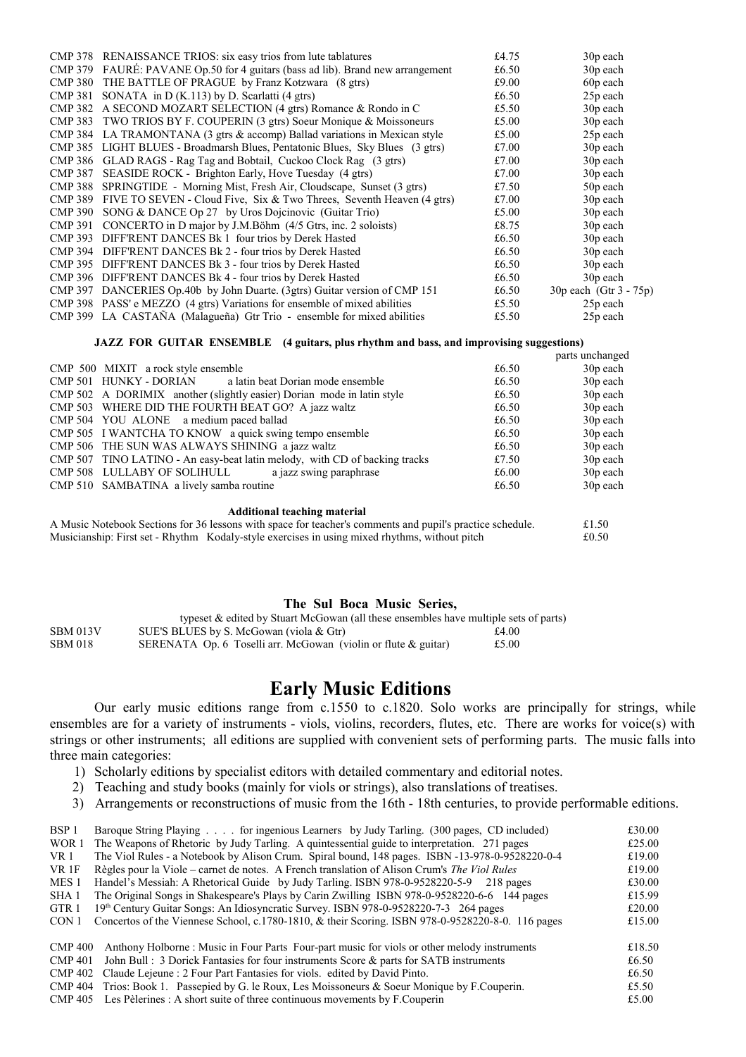| | | | |
|---|---|---|---|
| CMP 378 | RENAISSANCE TRIOS: six easy trios from lute tablatures | £4.75 | 30p each |
| CMP 379 | FAURÉ: PAVANE Op.50 for 4 guitars (bass ad lib). Brand new arrangement | £6.50 | 30p each |
| CMP 380 | THE BATTLE OF PRAGUE by Franz Kotzwara (8 gtrs) | £9.00 | 60p each |
| CMP 381 | SONATA in D (K.113) by D. Scarlatti (4 gtrs) | £6.50 | 25p each |
| CMP 382 | A SECOND MOZART SELECTION (4 gtrs) Romance & Rondo in C | £5.50 | 30p each |
| CMP 383 | TWO TRIOS BY F. COUPERIN (3 gtrs) Soeur Monique & Moissoneurs | £5.00 | 30p each |
| CMP 384 | LA TRAMONTANA (3 gtrs & accomp) Ballad variations in Mexican style | £5.00 | 25p each |
| CMP 385 | LIGHT BLUES - Broadmarsh Blues, Pentatonic Blues, Sky Blues (3 gtrs) | £7.00 | 30p each |
| CMP 386 | GLAD RAGS - Rag Tag and Bobtail, Cuckoo Clock Rag (3 gtrs) | £7.00 | 30p each |
| CMP 387 | SEASIDE ROCK - Brighton Early, Hove Tuesday (4 gtrs) | £7.00 | 30p each |
| CMP 388 | SPRINGTIDE - Morning Mist, Fresh Air, Cloudscape, Sunset (3 gtrs) | £7.50 | 50p each |
| CMP 389 | FIVE TO SEVEN - Cloud Five, Six & Two Threes, Seventh Heaven (4 gtrs) | £7.00 | 30p each |
| CMP 390 | SONG & DANCE Op 27 by Uros Dojcinovic (Guitar Trio) | £5.00 | 30p each |
| CMP 391 | CONCERTO in D major by J.M.Böhm (4/5 Gtrs, inc. 2 soloists) | £8.75 | 30p each |
| CMP 393 | DIFF'RENT DANCES Bk 1 four trios by Derek Hasted | £6.50 | 30p each |
| CMP 394 | DIFF'RENT DANCES Bk 2 - four trios by Derek Hasted | £6.50 | 30p each |
| CMP 395 | DIFF'RENT DANCES Bk 3 - four trios by Derek Hasted | £6.50 | 30p each |
| CMP 396 | DIFF'RENT DANCES Bk 4 - four trios by Derek Hasted | £6.50 | 30p each |
| CMP 397 | DANCERIES Op.40b by John Duarte. (3gtrs) Guitar version of CMP 151 | £6.50 | 30p each (Gtr 3 - 75p) |
| CMP 398 | PASS' e MEZZO (4 gtrs) Variations for ensemble of mixed abilities | £5.50 | 25p each |
| CMP 399 | LA CASTAÑA (Malagueña) Gtr Trio - ensemble for mixed abilities | £5.50 | 25p each |

**JAZZ FOR GUITAR ENSEMBLE (4 guitars, plus rhythm and bass, and improvising suggestions)**

| | | | parts unchanged |
|---|---|---|---|
| CMP 500 | MIXIT a rock style ensemble | £6.50 | 30p each |
| CMP 501 | HUNKY - DORIAN a latin beat Dorian mode ensemble | £6.50 | 30p each |
| CMP 502 | A DORIMIX another (slightly easier) Dorian mode in latin style | £6.50 | 30p each |
| CMP 503 | WHERE DID THE FOURTH BEAT GO? A jazz waltz | £6.50 | 30p each |
| CMP 504 | YOU ALONE a medium paced ballad | £6.50 | 30p each |
| CMP 505 | I WANTCHA TO KNOW a quick swing tempo ensemble | £6.50 | 30p each |
| CMP 506 | THE SUN WAS ALWAYS SHINING a jazz waltz | £6.50 | 30p each |
| CMP 507 | TINO LATINO - An easy-beat latin melody, with CD of backing tracks | £7.50 | 30p each |
| CMP 508 | LULLABY OF SOLIHULL a jazz swing paraphrase | £6.00 | 30p each |
| CMP 510 | SAMBATINA a lively samba routine | £6.50 | 30p each |

**Additional teaching material**

| | |
|---|---|
| A Music Notebook Sections for 36 lessons with space for teacher's comments and pupil's practice schedule. | £1.50 |
| Musicianship: First set - Rhythm Kodaly-style exercises in using mixed rhythms, without pitch | £0.50 |

**The Sul Boca Music Series,**

typeset & edited by Stuart McGowan (all these ensembles have multiple sets of parts)

| | | |
|---|---|---|
| SBM 013V | SUE'S BLUES by S. McGowan (viola & Gtr) | £4.00 |
| SBM 018 | SERENATA Op. 6 Toselli arr. McGowan (violin or flute & guitar) | £5.00 |

# Early Music Editions

Our early music editions range from c.1550 to c.1820. Solo works are principally for strings, while ensembles are for a variety of instruments - viols, violins, recorders, flutes, etc. There are works for voice(s) with strings or other instruments; all editions are supplied with convenient sets of performing parts. The music falls into three main categories:

1) Scholarly editions by specialist editors with detailed commentary and editorial notes.
2) Teaching and study books (mainly for viols or strings), also translations of treatises.
3) Arrangements or reconstructions of music from the 16th - 18th centuries, to provide performable editions.

| | | |
|---|---|---|
| BSP 1 | Baroque String Playing . . . . for ingenious Learners by Judy Tarling. (300 pages, CD included) | £30.00 |
| WOR 1 | The Weapons of Rhetoric by Judy Tarling. A quintessential guide to interpretation. 271 pages | £25.00 |
| VR 1 | The Viol Rules - a Notebook by Alison Crum. Spiral bound, 148 pages. ISBN -13-978-0-9528220-0-4 | £19.00 |
| VR 1F | Règles pour la Viole – carnet de notes. A French translation of Alison Crum's *The Viol Rules* | £19.00 |
| MES 1 | Handel's Messiah: A Rhetorical Guide by Judy Tarling. ISBN 978-0-9528220-5-9 218 pages | £30.00 |
| SHA 1 | The Original Songs in Shakespeare's Plays by Carin Zwilling ISBN 978-0-9528220-6-6 144 pages | £15.99 |
| GTR 1 | 19th Century Guitar Songs: An Idiosyncratic Survey. ISBN 978-0-9528220-7-3 264 pages | £20.00 |
| CON 1 | Concertos of the Viennese School, c.1780-1810, & their Scoring. ISBN 978-0-9528220-8-0. 116 pages | £15.00 |
| CMP 400 | Anthony Holborne : Music in Four Parts Four-part music for viols or other melody instruments | £18.50 |
| CMP 401 | John Bull : 3 Dorick Fantasies for four instruments Score & parts for SATB instruments | £6.50 |
| CMP 402 | Claude Lejeune : 2 Four Part Fantasies for viols. edited by David Pinto. | £6.50 |
| CMP 404 | Trios: Book 1. Passepied by G. le Roux, Les Moissoneurs & Soeur Monique by F.Couperin. | £5.50 |
| CMP 405 | Les Pèlerines : A short suite of three continuous movements by F.Couperin | £5.00 |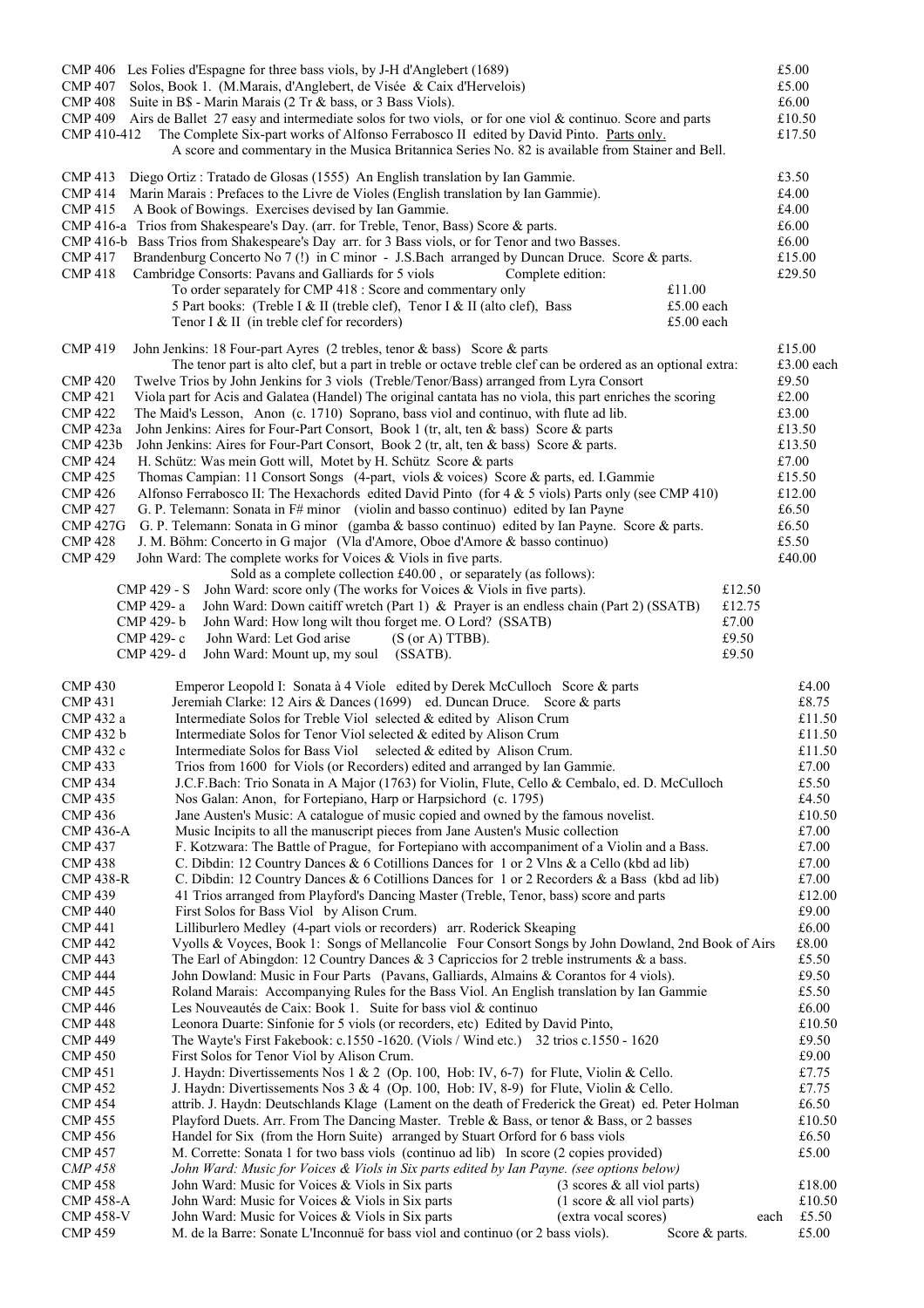| | | |
|---|---|---|
| CMP 406 | Les Folies d'Espagne for three bass viols, by J-H d'Anglebert (1689) | £5.00 |
| CMP 407 | Solos, Book 1. (M.Marais, d'Anglebert, de Visée & Caix d'Hervelois) | £5.00 |
| CMP 408 | Suite in B$ - Marin Marais (2 Tr & bass, or 3 Bass Viols). | £6.00 |
| CMP 409 | Airs de Ballet 27 easy and intermediate solos for two viols, or for one viol & continuo. Score and parts | £10.50 |
| CMP 410-412 | The Complete Six-part works of Alfonso Ferrabosco II edited by David Pinto. Parts only. A score and commentary in the Musica Britannica Series No. 82 is available from Stainer and Bell. | £17.50 |
| CMP 413 | Diego Ortiz : Tratado de Glosas (1555) An English translation by Ian Gammie. | £3.50 |
| CMP 414 | Marin Marais : Prefaces to the Livre de Violes (English translation by Ian Gammie). | £4.00 |
| CMP 415 | A Book of Bowings. Exercises devised by Ian Gammie. | £4.00 |
| CMP 416-a | Trios from Shakespeare's Day. (arr. for Treble, Tenor, Bass) Score & parts. | £6.00 |
| CMP 416-b | Bass Trios from Shakespeare's Day arr. for 3 Bass viols, or for Tenor and two Basses. | £6.00 |
| CMP 417 | Brandenburg Concerto No 7 (!) in C minor - J.S.Bach arranged by Duncan Druce. Score & parts. | £15.00 |
| CMP 418 | Cambridge Consorts: Pavans and Galliards for 5 viols — Complete edition: | £29.50 |
| | To order separately for CMP 418 : Score and commentary only — £11.00 | |
| | 5 Part books: (Treble I & II (treble clef), Tenor I & II (alto clef), Bass — £5.00 each | |
| | Tenor I & II (in treble clef for recorders) — £5.00 each | |
| CMP 419 | John Jenkins: 18 Four-part Ayres (2 trebles, tenor & bass) Score & parts | £15.00 |
| | The tenor part is alto clef, but a part in treble or octave treble clef can be ordered as an optional extra: | £3.00 each |
| CMP 420 | Twelve Trios by John Jenkins for 3 viols (Treble/Tenor/Bass) arranged from Lyra Consort | £9.50 |
| CMP 421 | Viola part for Acis and Galatea (Handel) The original cantata has no viola, this part enriches the scoring | £2.00 |
| CMP 422 | The Maid's Lesson, Anon (c. 1710) Soprano, bass viol and continuo, with flute ad lib. | £3.00 |
| CMP 423a | John Jenkins: Aires for Four-Part Consort, Book 1 (tr, alt, ten & bass) Score & parts | £13.50 |
| CMP 423b | John Jenkins: Aires for Four-Part Consort, Book 2 (tr, alt, ten & bass) Score & parts. | £13.50 |
| CMP 424 | H. Schütz: Was mein Gott will, Motet by H. Schütz Score & parts | £7.00 |
| CMP 425 | Thomas Campian: 11 Consort Songs (4-part, viols & voices) Score & parts, ed. I.Gammie | £15.50 |
| CMP 426 | Alfonso Ferrabosco II: The Hexachords edited David Pinto (for 4 & 5 viols) Parts only (see CMP 410) | £12.00 |
| CMP 427 | G. P. Telemann: Sonata in F# minor (violin and basso continuo) edited by Ian Payne | £6.50 |
| CMP 427G | G. P. Telemann: Sonata in G minor (gamba & basso continuo) edited by Ian Payne. Score & parts. | £6.50 |
| CMP 428 | J. M. Böhm: Concerto in G major (Vla d'Amore, Oboe d'Amore & basso continuo) | £5.50 |
| CMP 429 | John Ward: The complete works for Voices & Viols in five parts. | £40.00 |
| | Sold as a complete collection £40.00 , or separately (as follows): | |
| | CMP 429 - S John Ward: score only (The works for Voices & Viols in five parts). — £12.50 | |
| | CMP 429- a John Ward: Down caitiff wretch (Part 1) & Prayer is an endless chain (Part 2) (SSATB) — £12.75 | |
| | CMP 429- b John Ward: How long wilt thou forget me. O Lord? (SSATB) — £7.00 | |
| | CMP 429- c John Ward: Let God arise (S (or A) TTBB). — £9.50 | |
| | CMP 429- d John Ward: Mount up, my soul (SSATB). — £9.50 | |
| CMP 430 | Emperor Leopold I: Sonata à 4 Viole edited by Derek McCulloch Score & parts | £4.00 |
| CMP 431 | Jeremiah Clarke: 12 Airs & Dances (1699) ed. Duncan Druce. Score & parts | £8.75 |
| CMP 432 a | Intermediate Solos for Treble Viol selected & edited by Alison Crum | £11.50 |
| CMP 432 b | Intermediate Solos for Tenor Viol selected & edited by Alison Crum | £11.50 |
| CMP 432 c | Intermediate Solos for Bass Viol selected & edited by Alison Crum. | £11.50 |
| CMP 433 | Trios from 1600 for Viols (or Recorders) edited and arranged by Ian Gammie. | £7.00 |
| CMP 434 | J.C.F.Bach: Trio Sonata in A Major (1763) for Violin, Flute, Cello & Cembalo, ed. D. McCulloch | £5.50 |
| CMP 435 | Nos Galan: Anon, for Fortepiano, Harp or Harpsichord (c. 1795) | £4.50 |
| CMP 436 | Jane Austen's Music: A catalogue of music copied and owned by the famous novelist. | £10.50 |
| CMP 436-A | Music Incipits to all the manuscript pieces from Jane Austen's Music collection | £7.00 |
| CMP 437 | F. Kotzwara: The Battle of Prague, for Fortepiano with accompaniment of a Violin and a Bass. | £7.00 |
| CMP 438 | C. Dibdin: 12 Country Dances & 6 Cotillions Dances for 1 or 2 Vlns & a Cello (kbd ad lib) | £7.00 |
| CMP 438-R | C. Dibdin: 12 Country Dances & 6 Cotillions Dances for 1 or 2 Recorders & a Bass (kbd ad lib) | £7.00 |
| CMP 439 | 41 Trios arranged from Playford's Dancing Master (Treble, Tenor, bass) score and parts | £12.00 |
| CMP 440 | First Solos for Bass Viol by Alison Crum. | £9.00 |
| CMP 441 | Lilliburlero Medley (4-part viols or recorders) arr. Roderick Skeaping | £6.00 |
| CMP 442 | Vyolls & Voyces, Book 1: Songs of Mellancolie Four Consort Songs by John Dowland, 2nd Book of Airs | £8.00 |
| CMP 443 | The Earl of Abingdon: 12 Country Dances & 3 Capriccios for 2 treble instruments & a bass. | £5.50 |
| CMP 444 | John Dowland: Music in Four Parts (Pavans, Galliards, Almains & Corantos for 4 viols). | £9.50 |
| CMP 445 | Roland Marais: Accompanying Rules for the Bass Viol. An English translation by Ian Gammie | £5.50 |
| CMP 446 | Les Nouveautés de Caix: Book 1. Suite for bass viol & continuo | £6.00 |
| CMP 448 | Leonora Duarte: Sinfonie for 5 viols (or recorders, etc) Edited by David Pinto, | £10.50 |
| CMP 449 | The Wayte's First Fakebook: c.1550 -1620. (Viols / Wind etc.) 32 trios c.1550 - 1620 | £9.50 |
| CMP 450 | First Solos for Tenor Viol by Alison Crum. | £9.00 |
| CMP 451 | J. Haydn: Divertissements Nos 1 & 2 (Op. 100, Hob: IV, 6-7) for Flute, Violin & Cello. | £7.75 |
| CMP 452 | J. Haydn: Divertissements Nos 3 & 4 (Op. 100, Hob: IV, 8-9) for Flute, Violin & Cello. | £7.75 |
| CMP 454 | attrib. J. Haydn: Deutschlands Klage (Lament on the death of Frederick the Great) ed. Peter Holman | £6.50 |
| CMP 455 | Playford Duets. Arr. From The Dancing Master. Treble & Bass, or tenor & Bass, or 2 basses | £10.50 |
| CMP 456 | Handel for Six (from the Horn Suite) arranged by Stuart Orford for 6 bass viols | £6.50 |
| CMP 457 | M. Corrette: Sonata 1 for two bass viols (continuo ad lib) In score (2 copies provided) | £5.00 |
| *CMP 458* | *John Ward: Music for Voices & Viols in Six parts edited by Ian Payne. (see options below)* | |
| CMP 458 | John Ward: Music for Voices & Viols in Six parts — (3 scores & all viol parts) | £18.00 |
| CMP 458-A | John Ward: Music for Voices & Viols in Six parts — (1 score & all viol parts) | £10.50 |
| CMP 458-V | John Ward: Music for Voices & Viols in Six parts — (extra vocal scores) each | £5.50 |
| CMP 459 | M. de la Barre: Sonate L'Inconnuë for bass viol and continuo (or 2 bass viols). Score & parts. | £5.00 |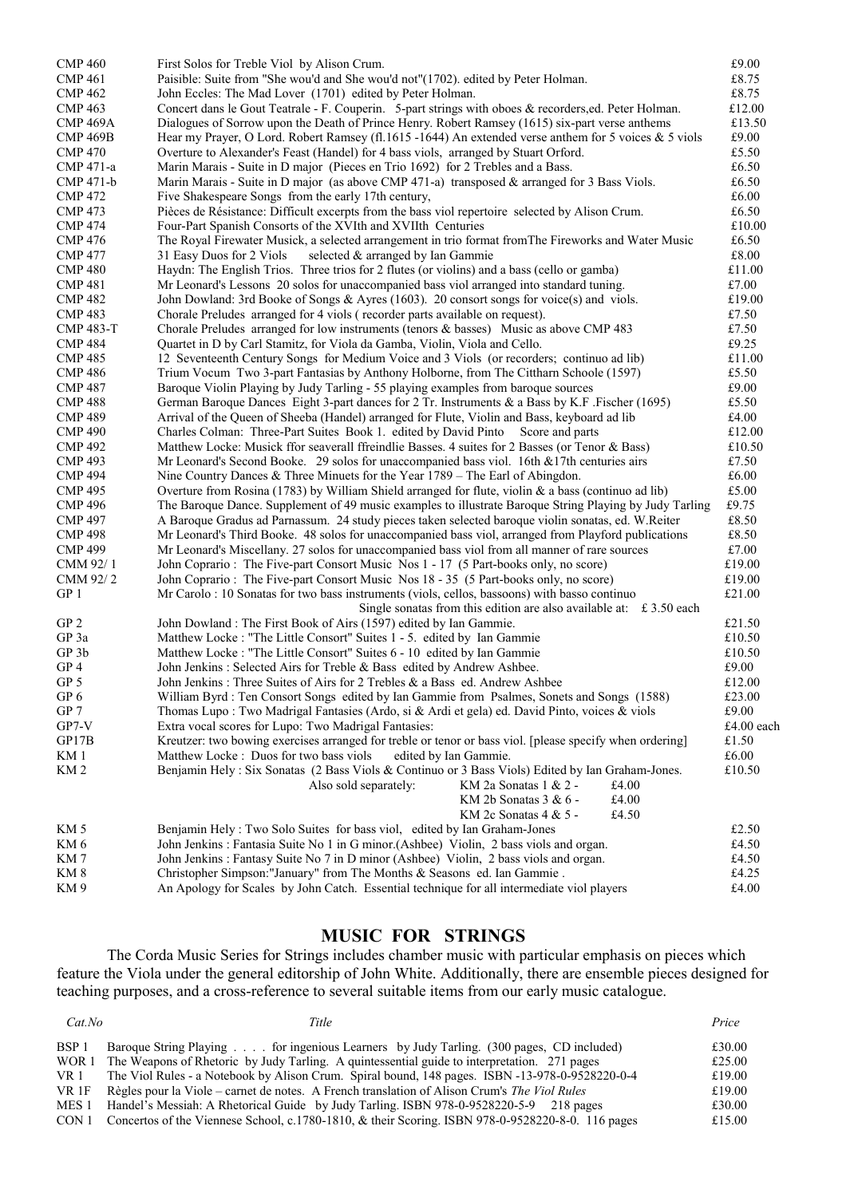| | | |
|---|---|---|
| CMP 460 | First Solos for Treble Viol by Alison Crum. | £9.00 |
| CMP 461 | Paisible: Suite from "She wou'd and She wou'd not"(1702). edited by Peter Holman. | £8.75 |
| CMP 462 | John Eccles: The Mad Lover (1701) edited by Peter Holman. | £8.75 |
| CMP 463 | Concert dans le Gout Teatrale - F. Couperin. 5-part strings with oboes & recorders,ed. Peter Holman. | £12.00 |
| CMP 469A | Dialogues of Sorrow upon the Death of Prince Henry. Robert Ramsey (1615) six-part verse anthems | £13.50 |
| CMP 469B | Hear my Prayer, O Lord. Robert Ramsey (fl.1615 -1644) An extended verse anthem for 5 voices & 5 viols | £9.00 |
| CMP 470 | Overture to Alexander's Feast (Handel) for 4 bass viols, arranged by Stuart Orford. | £5.50 |
| CMP 471-a | Marin Marais - Suite in D major (Pieces en Trio 1692) for 2 Trebles and a Bass. | £6.50 |
| CMP 471-b | Marin Marais - Suite in D major (as above CMP 471-a) transposed & arranged for 3 Bass Viols. | £6.50 |
| CMP 472 | Five Shakespeare Songs from the early 17th century, | £6.00 |
| CMP 473 | Pièces de Résistance: Difficult excerpts from the bass viol repertoire selected by Alison Crum. | £6.50 |
| CMP 474 | Four-Part Spanish Consorts of the XVIth and XVIIth Centuries | £10.00 |
| CMP 476 | The Royal Firewater Musick, a selected arrangement in trio format fromThe Fireworks and Water Music | £6.50 |
| CMP 477 | 31 Easy Duos for 2 Viols selected & arranged by Ian Gammie | £8.00 |
| CMP 480 | Haydn: The English Trios. Three trios for 2 flutes (or violins) and a bass (cello or gamba) | £11.00 |
| CMP 481 | Mr Leonard's Lessons 20 solos for unaccompanied bass viol arranged into standard tuning. | £7.00 |
| CMP 482 | John Dowland: 3rd Booke of Songs & Ayres (1603). 20 consort songs for voice(s) and viols. | £19.00 |
| CMP 483 | Chorale Preludes arranged for 4 viols ( recorder parts available on request). | £7.50 |
| CMP 483-T | Chorale Preludes arranged for low instruments (tenors & basses) Music as above CMP 483 | £7.50 |
| CMP 484 | Quartet in D by Carl Stamitz, for Viola da Gamba, Violin, Viola and Cello. | £9.25 |
| CMP 485 | 12 Seventeenth Century Songs for Medium Voice and 3 Viols (or recorders; continuo ad lib) | £11.00 |
| CMP 486 | Trium Vocum Two 3-part Fantasias by Anthony Holborne, from The Cittharn Schoole (1597) | £5.50 |
| CMP 487 | Baroque Violin Playing by Judy Tarling - 55 playing examples from baroque sources | £9.00 |
| CMP 488 | German Baroque Dances Eight 3-part dances for 2 Tr. Instruments & a Bass by K.F .Fischer (1695) | £5.50 |
| CMP 489 | Arrival of the Queen of Sheeba (Handel) arranged for Flute, Violin and Bass, keyboard ad lib | £4.00 |
| CMP 490 | Charles Colman: Three-Part Suites Book 1. edited by David Pinto Score and parts | £12.00 |
| CMP 492 | Matthew Locke: Musick ffor seaverall ffreindlie Basses. 4 suites for 2 Basses (or Tenor & Bass) | £10.50 |
| CMP 493 | Mr Leonard's Second Booke. 29 solos for unaccompanied bass viol. 16th &17th centuries airs | £7.50 |
| CMP 494 | Nine Country Dances & Three Minuets for the Year 1789 – The Earl of Abingdon. | £6.00 |
| CMP 495 | Overture from Rosina (1783) by William Shield arranged for flute, violin & a bass (continuo ad lib) | £5.00 |
| CMP 496 | The Baroque Dance. Supplement of 49 music examples to illustrate Baroque String Playing by Judy Tarling | £9.75 |
| CMP 497 | A Baroque Gradus ad Parnassum. 24 study pieces taken selected baroque violin sonatas, ed. W.Reiter | £8.50 |
| CMP 498 | Mr Leonard's Third Booke. 48 solos for unaccompanied bass viol, arranged from Playford publications | £8.50 |
| CMP 499 | Mr Leonard's Miscellany. 27 solos for unaccompanied bass viol from all manner of rare sources | £7.00 |
| CMM 92/ 1 | John Coprario : The Five-part Consort Music Nos 1 - 17 (5 Part-books only, no score) | £19.00 |
| CMM 92/ 2 | John Coprario : The Five-part Consort Music Nos 18 - 35 (5 Part-books only, no score) | £19.00 |
| GP 1 | Mr Carolo : 10 Sonatas for two bass instruments (viols, cellos, bassoons) with basso continuo | £21.00 |
| | Single sonatas from this edition are also available at: £ 3.50 each | |
| GP 2 | John Dowland : The First Book of Airs (1597) edited by Ian Gammie. | £21.50 |
| GP 3a | Matthew Locke : "The Little Consort" Suites 1 - 5. edited by Ian Gammie | £10.50 |
| GP 3b | Matthew Locke : "The Little Consort" Suites 6 - 10 edited by Ian Gammie | £10.50 |
| GP 4 | John Jenkins : Selected Airs for Treble & Bass edited by Andrew Ashbee. | £9.00 |
| GP 5 | John Jenkins : Three Suites of Airs for 2 Trebles & a Bass ed. Andrew Ashbee | £12.00 |
| GP 6 | William Byrd : Ten Consort Songs edited by Ian Gammie from Psalmes, Sonets and Songs (1588) | £23.00 |
| GP 7 | Thomas Lupo : Two Madrigal Fantasies (Ardo, si & Ardi et gela) ed. David Pinto, voices & viols | £9.00 |
| GP7-V | Extra vocal scores for Lupo: Two Madrigal Fantasies: | £4.00 each |
| GP17B | Kreutzer: two bowing exercises arranged for treble or tenor or bass viol. [please specify when ordering] | £1.50 |
| KM 1 | Matthew Locke : Duos for two bass viols edited by Ian Gammie. | £6.00 |
| KM 2 | Benjamin Hely : Six Sonatas (2 Bass Viols & Continuo or 3 Bass Viols) Edited by Ian Graham-Jones. | £10.50 |
| | Also sold separately: KM 2a Sonatas 1 & 2 - £4.00 | |
| | KM 2b Sonatas 3 & 6 - £4.00 | |
| | KM 2c Sonatas 4 & 5 - £4.50 | |
| KM 5 | Benjamin Hely : Two Solo Suites for bass viol, edited by Ian Graham-Jones | £2.50 |
| KM 6 | John Jenkins : Fantasia Suite No 1 in G minor.(Ashbee) Violin, 2 bass viols and organ. | £4.50 |
| KM 7 | John Jenkins : Fantasy Suite No 7 in D minor (Ashbee) Violin, 2 bass viols and organ. | £4.50 |
| KM 8 | Christopher Simpson:"January" from The Months & Seasons ed. Ian Gammie . | £4.25 |
| KM 9 | An Apology for Scales by John Catch. Essential technique for all intermediate viol players | £4.00 |

## MUSIC FOR STRINGS

The Corda Music Series for Strings includes chamber music with particular emphasis on pieces which feature the Viola under the general editorship of John White. Additionally, there are ensemble pieces designed for teaching purposes, and a cross-reference to several suitable items from our early music catalogue.

| *Cat.No* | *Title* | *Price* |
|---|---|---|
| BSP 1 | Baroque String Playing . . . . for ingenious Learners by Judy Tarling. (300 pages, CD included) | £30.00 |
| WOR 1 | The Weapons of Rhetoric by Judy Tarling. A quintessential guide to interpretation. 271 pages | £25.00 |
| VR 1 | The Viol Rules - a Notebook by Alison Crum. Spiral bound, 148 pages. ISBN -13-978-0-9528220-0-4 | £19.00 |
| VR 1F | Règles pour la Viole – carnet de notes. A French translation of Alison Crum's *The Viol Rules* | £19.00 |
| MES 1 | Handel's Messiah: A Rhetorical Guide by Judy Tarling. ISBN 978-0-9528220-5-9 218 pages | £30.00 |
| CON 1 | Concertos of the Viennese School, c.1780-1810, & their Scoring. ISBN 978-0-9528220-8-0. 116 pages | £15.00 |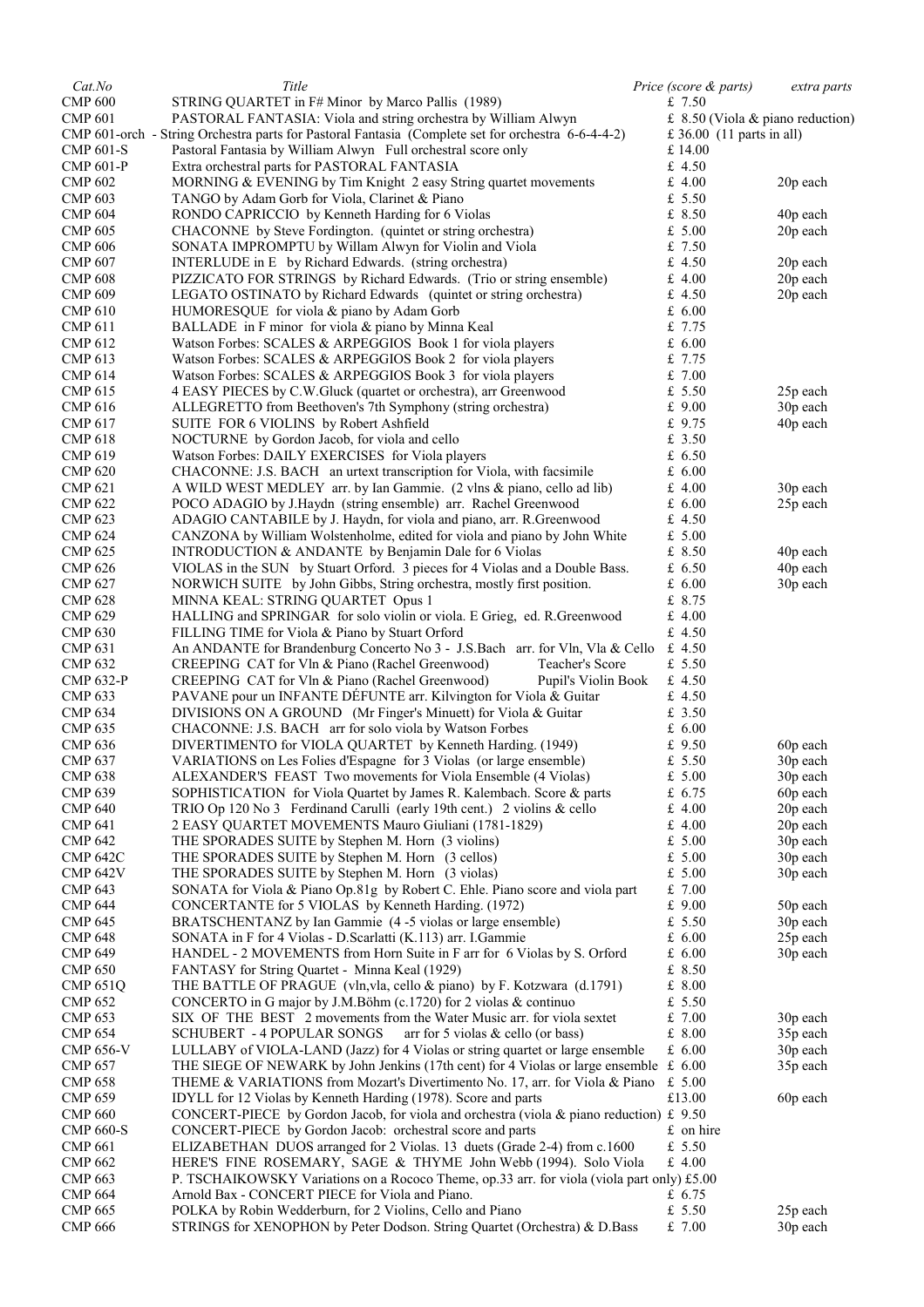| Cat.No | Title | Price (score & parts) | extra parts |
|---|---|---|---|
| CMP 600 | STRING QUARTET in F# Minor by Marco Pallis (1989) | £ 7.50 | |
| CMP 601 | PASTORAL FANTASIA: Viola and string orchestra by William Alwyn | £ 8.50 (Viola & piano reduction) | |
| CMP 601-orch | - String Orchestra parts for Pastoral Fantasia (Complete set for orchestra 6-6-4-4-2) | £ 36.00 (11 parts in all) | |
| CMP 601-S | Pastoral Fantasia by William Alwyn Full orchestral score only | £ 14.00 | |
| CMP 601-P | Extra orchestral parts for PASTORAL FANTASIA | £ 4.50 | |
| CMP 602 | MORNING & EVENING by Tim Knight 2 easy String quartet movements | £ 4.00 | 20p each |
| CMP 603 | TANGO by Adam Gorb for Viola, Clarinet & Piano | £ 5.50 | |
| CMP 604 | RONDO CAPRICCIO by Kenneth Harding for 6 Violas | £ 8.50 | 40p each |
| CMP 605 | CHACONNE by Steve Fordington. (quintet or string orchestra) | £ 5.00 | 20p each |
| CMP 606 | SONATA IMPROMPTU by Willam Alwyn for Violin and Viola | £ 7.50 | |
| CMP 607 | INTERLUDE in E by Richard Edwards. (string orchestra) | £ 4.50 | 20p each |
| CMP 608 | PIZZICATO FOR STRINGS by Richard Edwards. (Trio or string ensemble) | £ 4.00 | 20p each |
| CMP 609 | LEGATO OSTINATO by Richard Edwards (quintet or string orchestra) | £ 4.50 | 20p each |
| CMP 610 | HUMORESQUE for viola & piano by Adam Gorb | £ 6.00 | |
| CMP 611 | BALLADE in F minor for viola & piano by Minna Keal | £ 7.75 | |
| CMP 612 | Watson Forbes: SCALES & ARPEGGIOS Book 1 for viola players | £ 6.00 | |
| CMP 613 | Watson Forbes: SCALES & ARPEGGIOS Book 2 for viola players | £ 7.75 | |
| CMP 614 | Watson Forbes: SCALES & ARPEGGIOS Book 3 for viola players | £ 7.00 | |
| CMP 615 | 4 EASY PIECES by C.W.Gluck (quartet or orchestra), arr Greenwood | £ 5.50 | 25p each |
| CMP 616 | ALLEGRETTO from Beethoven's 7th Symphony (string orchestra) | £ 9.00 | 30p each |
| CMP 617 | SUITE FOR 6 VIOLINS by Robert Ashfield | £ 9.75 | 40p each |
| CMP 618 | NOCTURNE by Gordon Jacob, for viola and cello | £ 3.50 | |
| CMP 619 | Watson Forbes: DAILY EXERCISES for Viola players | £ 6.50 | |
| CMP 620 | CHACONNE: J.S. BACH an urtext transcription for Viola, with facsimile | £ 6.00 | |
| CMP 621 | A WILD WEST MEDLEY arr. by Ian Gammie. (2 vlns & piano, cello ad lib) | £ 4.00 | 30p each |
| CMP 622 | POCO ADAGIO by J.Haydn (string ensemble) arr. Rachel Greenwood | £ 6.00 | 25p each |
| CMP 623 | ADAGIO CANTABILE by J. Haydn, for viola and piano, arr. R.Greenwood | £ 4.50 | |
| CMP 624 | CANZONA by William Wolstenholme, edited for viola and piano by John White | £ 5.00 | |
| CMP 625 | INTRODUCTION & ANDANTE by Benjamin Dale for 6 Violas | £ 8.50 | 40p each |
| CMP 626 | VIOLAS in the SUN by Stuart Orford. 3 pieces for 4 Violas and a Double Bass. | £ 6.50 | 40p each |
| CMP 627 | NORWICH SUITE by John Gibbs, String orchestra, mostly first position. | £ 6.00 | 30p each |
| CMP 628 | MINNA KEAL: STRING QUARTET Opus 1 | £ 8.75 | |
| CMP 629 | HALLING and SPRINGAR for solo violin or viola. E Grieg, ed. R.Greenwood | £ 4.00 | |
| CMP 630 | FILLING TIME for Viola & Piano by Stuart Orford | £ 4.50 | |
| CMP 631 | An ANDANTE for Brandenburg Concerto No 3 - J.S.Bach arr. for Vln, Vla & Cello | £ 4.50 | |
| CMP 632 | CREEPING CAT for Vln & Piano (Rachel Greenwood) Teacher's Score | £ 5.50 | |
| CMP 632-P | CREEPING CAT for Vln & Piano (Rachel Greenwood) Pupil's Violin Book | £ 4.50 | |
| CMP 633 | PAVANE pour un INFANTE DÉFUNTE arr. Kilvington for Viola & Guitar | £ 4.50 | |
| CMP 634 | DIVISIONS ON A GROUND (Mr Finger's Minuett) for Viola & Guitar | £ 3.50 | |
| CMP 635 | CHACONNE: J.S. BACH arr for solo viola by Watson Forbes | £ 6.00 | |
| CMP 636 | DIVERTIMENTO for VIOLA QUARTET by Kenneth Harding. (1949) | £ 9.50 | 60p each |
| CMP 637 | VARIATIONS on Les Folies d'Espagne for 3 Violas (or large ensemble) | £ 5.50 | 30p each |
| CMP 638 | ALEXANDER'S FEAST Two movements for Viola Ensemble (4 Violas) | £ 5.00 | 30p each |
| CMP 639 | SOPHISTICATION for Viola Quartet by James R. Kalembach. Score & parts | £ 6.75 | 60p each |
| CMP 640 | TRIO Op 120 No 3 Ferdinand Carulli (early 19th cent.) 2 violins & cello | £ 4.00 | 20p each |
| CMP 641 | 2 EASY QUARTET MOVEMENTS Mauro Giuliani (1781-1829) | £ 4.00 | 20p each |
| CMP 642 | THE SPORADES SUITE by Stephen M. Horn (3 violins) | £ 5.00 | 30p each |
| CMP 642C | THE SPORADES SUITE by Stephen M. Horn (3 cellos) | £ 5.00 | 30p each |
| CMP 642V | THE SPORADES SUITE by Stephen M. Horn (3 violas) | £ 5.00 | 30p each |
| CMP 643 | SONATA for Viola & Piano Op.81g by Robert C. Ehle. Piano score and viola part | £ 7.00 | |
| CMP 644 | CONCERTANTE for 5 VIOLAS by Kenneth Harding. (1972) | £ 9.00 | 50p each |
| CMP 645 | BRATSCHENTANZ by Ian Gammie (4 -5 violas or large ensemble) | £ 5.50 | 30p each |
| CMP 648 | SONATA in F for 4 Violas - D.Scarlatti (K.113) arr. I.Gammie | £ 6.00 | 25p each |
| CMP 649 | HANDEL - 2 MOVEMENTS from Horn Suite in F arr for 6 Violas by S. Orford | £ 6.00 | 30p each |
| CMP 650 | FANTASY for String Quartet - Minna Keal (1929) | £ 8.50 | |
| CMP 651Q | THE BATTLE OF PRAGUE (vln,vla, cello & piano) by F. Kotzwara (d.1791) | £ 8.00 | |
| CMP 652 | CONCERTO in G major by J.M.Böhm (c.1720) for 2 violas & continuo | £ 5.50 | |
| CMP 653 | SIX OF THE BEST 2 movements from the Water Music arr. for viola sextet | £ 7.00 | 30p each |
| CMP 654 | SCHUBERT - 4 POPULAR SONGS arr for 5 violas & cello (or bass) | £ 8.00 | 35p each |
| CMP 656-V | LULLABY of VIOLA-LAND (Jazz) for 4 Violas or string quartet or large ensemble | £ 6.00 | 30p each |
| CMP 657 | THE SIEGE OF NEWARK by John Jenkins (17th cent) for 4 Violas or large ensemble | £ 6.00 | 35p each |
| CMP 658 | THEME & VARIATIONS from Mozart's Divertimento No. 17, arr. for Viola & Piano | £ 5.00 | |
| CMP 659 | IDYLL for 12 Violas by Kenneth Harding (1978). Score and parts | £13.00 | 60p each |
| CMP 660 | CONCERT-PIECE by Gordon Jacob, for viola and orchestra (viola & piano reduction) | £ 9.50 | |
| CMP 660-S | CONCERT-PIECE by Gordon Jacob: orchestral score and parts | £ on hire | |
| CMP 661 | ELIZABETHAN DUOS arranged for 2 Violas. 13 duets (Grade 2-4) from c.1600 | £ 5.50 | |
| CMP 662 | HERE'S FINE ROSEMARY, SAGE & THYME John Webb (1994). Solo Viola | £ 4.00 | |
| CMP 663 | P. TSCHAIKOWSKY Variations on a Rococo Theme, op.33 arr. for viola (viola part only) | £5.00 | |
| CMP 664 | Arnold Bax - CONCERT PIECE for Viola and Piano. | £ 6.75 | |
| CMP 665 | POLKA by Robin Wedderburn, for 2 Violins, Cello and Piano | £ 5.50 | 25p each |
| CMP 666 | STRINGS for XENOPHON by Peter Dodson. String Quartet (Orchestra) & D.Bass | £ 7.00 | 30p each |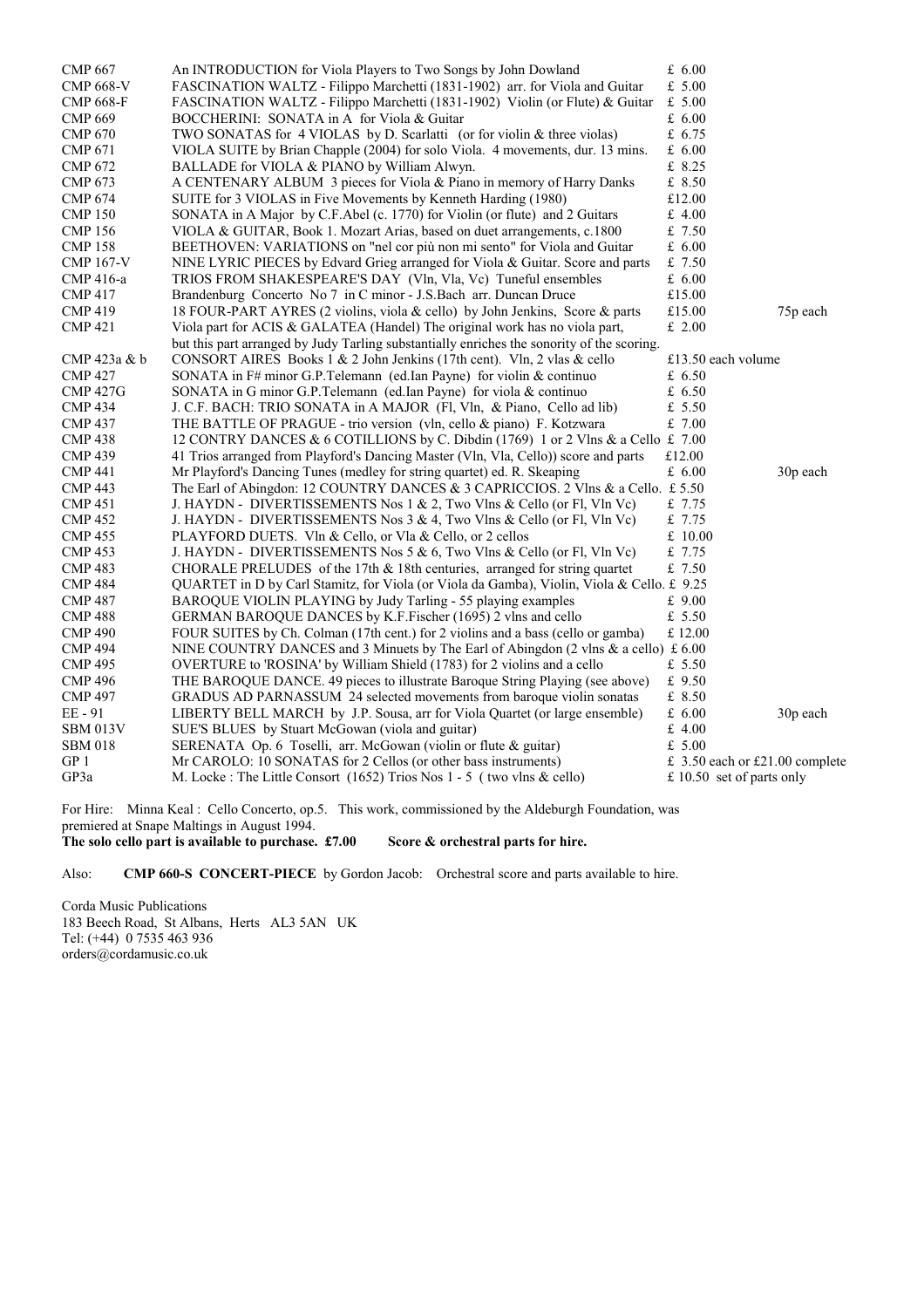| | | | |
|---|---|---|---|
| CMP 667 | An INTRODUCTION for Viola Players to Two Songs by John Dowland | £ 6.00 | |
| CMP 668-V | FASCINATION WALTZ - Filippo Marchetti (1831-1902) arr. for Viola and Guitar | £ 5.00 | |
| CMP 668-F | FASCINATION WALTZ - Filippo Marchetti (1831-1902) Violin (or Flute) & Guitar | £ 5.00 | |
| CMP 669 | BOCCHERINI: SONATA in A for Viola & Guitar | £ 6.00 | |
| CMP 670 | TWO SONATAS for 4 VIOLAS by D. Scarlatti (or for violin & three violas) | £ 6.75 | |
| CMP 671 | VIOLA SUITE by Brian Chapple (2004) for solo Viola. 4 movements, dur. 13 mins. | £ 6.00 | |
| CMP 672 | BALLADE for VIOLA & PIANO by William Alwyn. | £ 8.25 | |
| CMP 673 | A CENTENARY ALBUM 3 pieces for Viola & Piano in memory of Harry Danks | £ 8.50 | |
| CMP 674 | SUITE for 3 VIOLAS in Five Movements by Kenneth Harding (1980) | £12.00 | |
| CMP 150 | SONATA in A Major by C.F.Abel (c. 1770) for Violin (or flute) and 2 Guitars | £ 4.00 | |
| CMP 156 | VIOLA & GUITAR, Book 1. Mozart Arias, based on duet arrangements, c.1800 | £ 7.50 | |
| CMP 158 | BEETHOVEN: VARIATIONS on "nel cor più non mi sento" for Viola and Guitar | £ 6.00 | |
| CMP 167-V | NINE LYRIC PIECES by Edvard Grieg arranged for Viola & Guitar. Score and parts | £ 7.50 | |
| CMP 416-a | TRIOS FROM SHAKESPEARE'S DAY (Vln, Vla, Vc) Tuneful ensembles | £ 6.00 | |
| CMP 417 | Brandenburg Concerto No 7 in C minor - J.S.Bach arr. Duncan Druce | £15.00 | |
| CMP 419 | 18 FOUR-PART AYRES (2 violins, viola & cello) by John Jenkins, Score & parts | £15.00 | 75p each |
| CMP 421 | Viola part for ACIS & GALATEA (Handel) The original work has no viola part, but this part arranged by Judy Tarling substantially enriches the sonority of the scoring. | £ 2.00 | |
| CMP 423a & b | CONSORT AIRES Books 1 & 2 John Jenkins (17th cent). Vln, 2 vlas & cello | £13.50 each volume | |
| CMP 427 | SONATA in F# minor G.P.Telemann (ed.Ian Payne) for violin & continuo | £ 6.50 | |
| CMP 427G | SONATA in G minor G.P.Telemann (ed.Ian Payne) for viola & continuo | £ 6.50 | |
| CMP 434 | J. C.F. BACH: TRIO SONATA in A MAJOR (Fl, Vln, & Piano, Cello ad lib) | £ 5.50 | |
| CMP 437 | THE BATTLE OF PRAGUE - trio version (vln, cello & piano) F. Kotzwara | £ 7.00 | |
| CMP 438 | 12 CONTRY DANCES & 6 COTILLIONS by C. Dibdin (1769) 1 or 2 Vlns & a Cello | £ 7.00 | |
| CMP 439 | 41 Trios arranged from Playford's Dancing Master (Vln, Vla, Cello)) score and parts | £12.00 | |
| CMP 441 | Mr Playford's Dancing Tunes (medley for string quartet) ed. R. Skeaping | £ 6.00 | 30p each |
| CMP 443 | The Earl of Abingdon: 12 COUNTRY DANCES & 3 CAPRICCIOS. 2 Vlns & a Cello. | £ 5.50 | |
| CMP 451 | J. HAYDN - DIVERTISSEMENTS Nos 1 & 2, Two Vlns & Cello (or Fl, Vln Vc) | £ 7.75 | |
| CMP 452 | J. HAYDN - DIVERTISSEMENTS Nos 3 & 4, Two Vlns & Cello (or Fl, Vln Vc) | £ 7.75 | |
| CMP 455 | PLAYFORD DUETS. Vln & Cello, or Vla & Cello, or 2 cellos | £ 10.00 | |
| CMP 453 | J. HAYDN - DIVERTISSEMENTS Nos 5 & 6, Two Vlns & Cello (or Fl, Vln Vc) | £ 7.75 | |
| CMP 483 | CHORALE PRELUDES of the 17th & 18th centuries, arranged for string quartet | £ 7.50 | |
| CMP 484 | QUARTET in D by Carl Stamitz, for Viola (or Viola da Gamba), Violin, Viola & Cello. | £ 9.25 | |
| CMP 487 | BAROQUE VIOLIN PLAYING by Judy Tarling - 55 playing examples | £ 9.00 | |
| CMP 488 | GERMAN BAROQUE DANCES by K.F.Fischer (1695) 2 vlns and cello | £ 5.50 | |
| CMP 490 | FOUR SUITES by Ch. Colman (17th cent.) for 2 violins and a bass (cello or gamba) | £ 12.00 | |
| CMP 494 | NINE COUNTRY DANCES and 3 Minuets by The Earl of Abingdon (2 vlns & a cello) | £ 6.00 | |
| CMP 495 | OVERTURE to 'ROSINA' by William Shield (1783) for 2 violins and a cello | £ 5.50 | |
| CMP 496 | THE BAROQUE DANCE. 49 pieces to illustrate Baroque String Playing (see above) | £ 9.50 | |
| CMP 497 | GRADUS AD PARNASSUM 24 selected movements from baroque violin sonatas | £ 8.50 | |
| EE - 91 | LIBERTY BELL MARCH by J.P. Sousa, arr for Viola Quartet (or large ensemble) | £ 6.00 | 30p each |
| SBM 013V | SUE'S BLUES by Stuart McGowan (viola and guitar) | £ 4.00 | |
| SBM 018 | SERENATA Op. 6 Toselli, arr. McGowan (violin or flute & guitar) | £ 5.00 | |
| GP 1 | Mr CAROLO: 10 SONATAS for 2 Cellos (or other bass instruments) | £ 3.50 each or £21.00 complete | |
| GP3a | M. Locke : The Little Consort (1652) Trios Nos 1 - 5 ( two vlns & cello) | £ 10.50 set of parts only | |

For Hire: Minna Keal : Cello Concerto, op.5. This work, commissioned by the Aldeburgh Foundation, was premiered at Snape Maltings in August 1994.

**The solo cello part is available to purchase. £7.00 Score & orchestral parts for hire.**

Also: **CMP 660-S CONCERT-PIECE** by Gordon Jacob: Orchestral score and parts available to hire.

Corda Music Publications
183 Beech Road, St Albans, Herts AL3 5AN UK
Tel: (+44) 0 7535 463 936
orders@cordamusic.co.uk